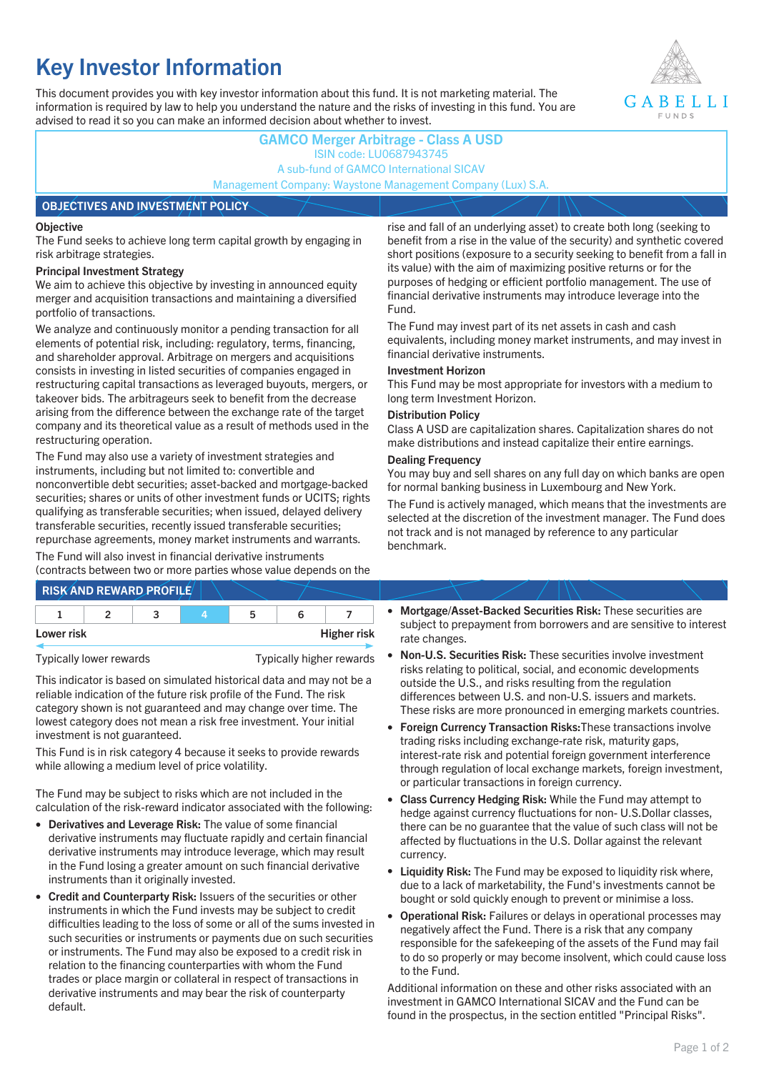# Key Investor Information

This document provides you with key investor information about this fund. It is not marketing material. The information is required by law to help you understand the nature and the risks of investing in this fund. You are advised to read it so you can make an informed decision about whether to invest.

**GAMCO Merger Arbitrage - Class A USD**
ISIN code: LU0687943745
A sub-fund of GAMCO International SICAV
Management Company: Waystone Management Company (Lux) S.A.

## OBJECTIVES AND INVESTMENT POLICY

**Objective**

The Fund seeks to achieve long term capital growth by engaging in risk arbitrage strategies.

**Principal Investment Strategy**

We aim to achieve this objective by investing in announced equity merger and acquisition transactions and maintaining a diversified portfolio of transactions.

We analyze and continuously monitor a pending transaction for all elements of potential risk, including: regulatory, terms, financing, and shareholder approval. Arbitrage on mergers and acquisitions consists in investing in listed securities of companies engaged in restructuring capital transactions as leveraged buyouts, mergers, or takeover bids. The arbitrageurs seek to benefit from the decrease arising from the difference between the exchange rate of the target company and its theoretical value as a result of methods used in the restructuring operation.

The Fund may also use a variety of investment strategies and instruments, including but not limited to: convertible and nonconvertible debt securities; asset-backed and mortgage-backed securities; shares or units of other investment funds or UCITS; rights qualifying as transferable securities; when issued, delayed delivery transferable securities, recently issued transferable securities; repurchase agreements, money market instruments and warrants.

The Fund will also invest in financial derivative instruments (contracts between two or more parties whose value depends on the rise and fall of an underlying asset) to create both long (seeking to benefit from a rise in the value of the security) and synthetic covered short positions (exposure to a security seeking to benefit from a fall in its value) with the aim of maximizing positive returns or for the purposes of hedging or efficient portfolio management. The use of financial derivative instruments may introduce leverage into the Fund.

The Fund may invest part of its net assets in cash and cash equivalents, including money market instruments, and may invest in financial derivative instruments.

**Investment Horizon**

This Fund may be most appropriate for investors with a medium to long term Investment Horizon.

**Distribution Policy**

Class A USD are capitalization shares. Capitalization shares do not make distributions and instead capitalize their entire earnings.

**Dealing Frequency**

You may buy and sell shares on any full day on which banks are open for normal banking business in Luxembourg and New York.

The Fund is actively managed, which means that the investments are selected at the discretion of the investment manager. The Fund does not track and is not managed by reference to any particular benchmark.

## RISK AND REWARD PROFILE

| 1 | 2 | 3 | **4** | 5 | 6 | 7 |
|---|---|---|---|---|---|---|

Lower risk — Higher risk

Typically lower rewards — Typically higher rewards

This indicator is based on simulated historical data and may not be a reliable indication of the future risk profile of the Fund. The risk category shown is not guaranteed and may change over time. The lowest category does not mean a risk free investment. Your initial investment is not guaranteed.

This Fund is in risk category 4 because it seeks to provide rewards while allowing a medium level of price volatility.

The Fund may be subject to risks which are not included in the calculation of the risk-reward indicator associated with the following:

- **Derivatives and Leverage Risk:** The value of some financial derivative instruments may fluctuate rapidly and certain financial derivative instruments may introduce leverage, which may result in the Fund losing a greater amount on such financial derivative instruments than it originally invested.
- **Credit and Counterparty Risk:** Issuers of the securities or other instruments in which the Fund invests may be subject to credit difficulties leading to the loss of some or all of the sums invested in such securities or instruments or payments due on such securities or instruments. The Fund may also be exposed to a credit risk in relation to the financing counterparties with whom the Fund trades or place margin or collateral in respect of transactions in derivative instruments and may bear the risk of counterparty default.
- **Mortgage/Asset-Backed Securities Risk:** These securities are subject to prepayment from borrowers and are sensitive to interest rate changes.
- **Non-U.S. Securities Risk:** These securities involve investment risks relating to political, social, and economic developments outside the U.S., and risks resulting from the regulation differences between U.S. and non-U.S. issuers and markets. These risks are more pronounced in emerging markets countries.
- **Foreign Currency Transaction Risks:** These transactions involve trading risks including exchange-rate risk, maturity gaps, interest-rate risk and potential foreign government interference through regulation of local exchange markets, foreign investment, or particular transactions in foreign currency.
- **Class Currency Hedging Risk:** While the Fund may attempt to hedge against currency fluctuations for non- U.S.Dollar classes, there can be no guarantee that the value of such class will not be affected by fluctuations in the U.S. Dollar against the relevant currency.
- **Liquidity Risk:** The Fund may be exposed to liquidity risk where, due to a lack of marketability, the Fund's investments cannot be bought or sold quickly enough to prevent or minimise a loss.
- **Operational Risk:** Failures or delays in operational processes may negatively affect the Fund. There is a risk that any company responsible for the safekeeping of the assets of the Fund may fail to do so properly or may become insolvent, which could cause loss to the Fund.

Additional information on these and other risks associated with an investment in GAMCO International SICAV and the Fund can be found in the prospectus, in the section entitled "Principal Risks".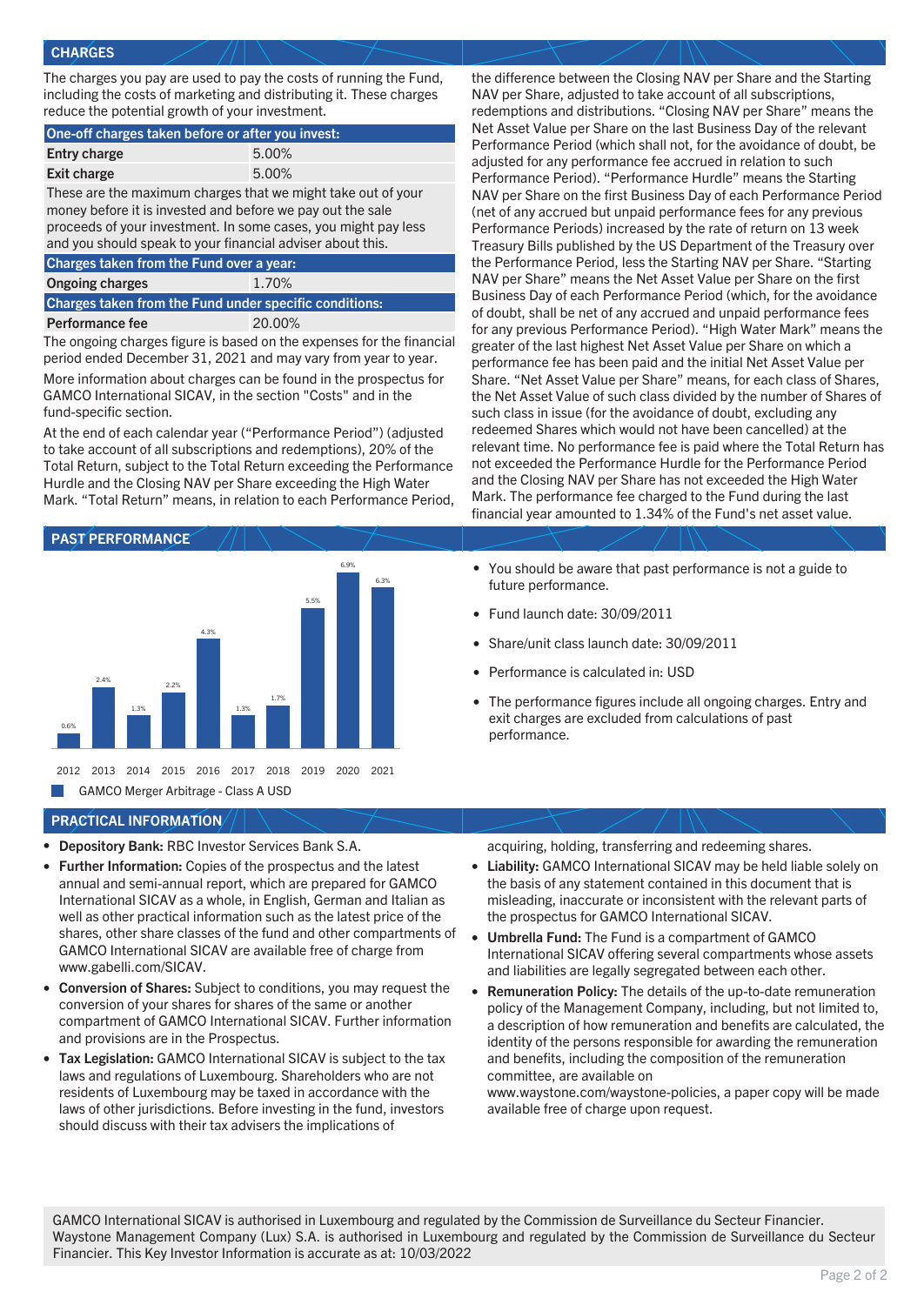## CHARGES

The charges you pay are used to pay the costs of running the Fund, including the costs of marketing and distributing it. These charges reduce the potential growth of your investment.

| One-off charges taken before or after you invest: | |
|---|---|
| **Entry charge** | 5.00% |
| **Exit charge** | 5.00% |

These are the maximum charges that we might take out of your money before it is invested and before we pay out the sale proceeds of your investment. In some cases, you might pay less and you should speak to your financial adviser about this.

| Charges taken from the Fund over a year: | |
|---|---|
| **Ongoing charges** | 1.70% |

| Charges taken from the Fund under specific conditions: | |
|---|---|
| **Performance fee** | 20.00% |

The ongoing charges figure is based on the expenses for the financial period ended December 31, 2021 and may vary from year to year.

More information about charges can be found in the prospectus for GAMCO International SICAV, in the section "Costs" and in the fund-specific section.

At the end of each calendar year ("Performance Period") (adjusted to take account of all subscriptions and redemptions), 20% of the Total Return, subject to the Total Return exceeding the Performance Hurdle and the Closing NAV per Share exceeding the High Water Mark. "Total Return" means, in relation to each Performance Period, the difference between the Closing NAV per Share and the Starting NAV per Share, adjusted to take account of all subscriptions, redemptions and distributions. "Closing NAV per Share" means the Net Asset Value per Share on the last Business Day of the relevant Performance Period (which shall not, for the avoidance of doubt, be adjusted for any performance fee accrued in relation to such Performance Period). "Performance Hurdle" means the Starting NAV per Share on the first Business Day of each Performance Period (net of any accrued but unpaid performance fees for any previous Performance Periods) increased by the rate of return on 13 week Treasury Bills published by the US Department of the Treasury over the Performance Period, less the Starting NAV per Share. "Starting NAV per Share" means the Net Asset Value per Share on the first Business Day of each Performance Period (which, for the avoidance of doubt, shall be net of any accrued and unpaid performance fees for any previous Performance Period). "High Water Mark" means the greater of the last highest Net Asset Value per Share on which a performance fee has been paid and the initial Net Asset Value per Share. "Net Asset Value per Share" means, for each class of Shares, the Net Asset Value of such class divided by the number of Shares of such class in issue (for the avoidance of doubt, excluding any redeemed Shares which would not have been cancelled) at the relevant time. No performance fee is paid where the Total Return has not exceeded the Performance Hurdle for the Performance Period and the Closing NAV per Share has not exceeded the High Water Mark. The performance fee charged to the Fund during the last financial year amounted to 1.34% of the Fund's net asset value.

## PAST PERFORMANCE

0.6%
2.4%
1.3%
2.2%
4.3%
1.3%
1.7%
5.5%
6.9%
6.3%

2012 2013 2014 2015 2016 2017 2018 2019 2020 2021

GAMCO Merger Arbitrage - Class A USD

- You should be aware that past performance is not a guide to future performance.
- Fund launch date: 30/09/2011
- Share/unit class launch date: 30/09/2011
- Performance is calculated in: USD
- The performance figures include all ongoing charges. Entry and exit charges are excluded from calculations of past performance.

## PRACTICAL INFORMATION

- **Depository Bank:** RBC Investor Services Bank S.A.
- **Further Information:** Copies of the prospectus and the latest annual and semi-annual report, which are prepared for GAMCO International SICAV as a whole, in English, German and Italian as well as other practical information such as the latest price of the shares, other share classes of the fund and other compartments of GAMCO International SICAV are available free of charge from www.gabelli.com/SICAV.
- **Conversion of Shares:** Subject to conditions, you may request the conversion of your shares for shares of the same or another compartment of GAMCO International SICAV. Further information and provisions are in the Prospectus.
- **Tax Legislation:** GAMCO International SICAV is subject to the tax laws and regulations of Luxembourg. Shareholders who are not residents of Luxembourg may be taxed in accordance with the laws of other jurisdictions. Before investing in the fund, investors should discuss with their tax advisers the implications of acquiring, holding, transferring and redeeming shares.
- **Liability:** GAMCO International SICAV may be held liable solely on the basis of any statement contained in this document that is misleading, inaccurate or inconsistent with the relevant parts of the prospectus for GAMCO International SICAV.
- **Umbrella Fund:** The Fund is a compartment of GAMCO International SICAV offering several compartments whose assets and liabilities are legally segregated between each other.
- **Remuneration Policy:** The details of the up-to-date remuneration policy of the Management Company, including, but not limited to, a description of how remuneration and benefits are calculated, the identity of the persons responsible for awarding the remuneration and benefits, including the composition of the remuneration committee, are available on www.waystone.com/waystone-policies, a paper copy will be made available free of charge upon request.

GAMCO International SICAV is authorised in Luxembourg and regulated by the Commission de Surveillance du Secteur Financier. Waystone Management Company (Lux) S.A. is authorised in Luxembourg and regulated by the Commission de Surveillance du Secteur Financier. This Key Investor Information is accurate as at: 10/03/2022